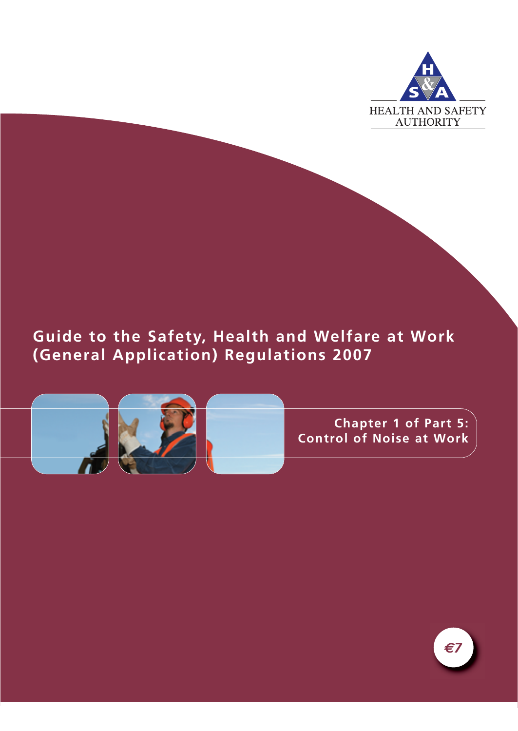HEALTH AND SAFETY AUTHORITY

# Guide to the Safety, Health and Welfare at Work (General Application) Regulations 2007

## Chapter 1 of Part 5: Control of Noise at Work

€7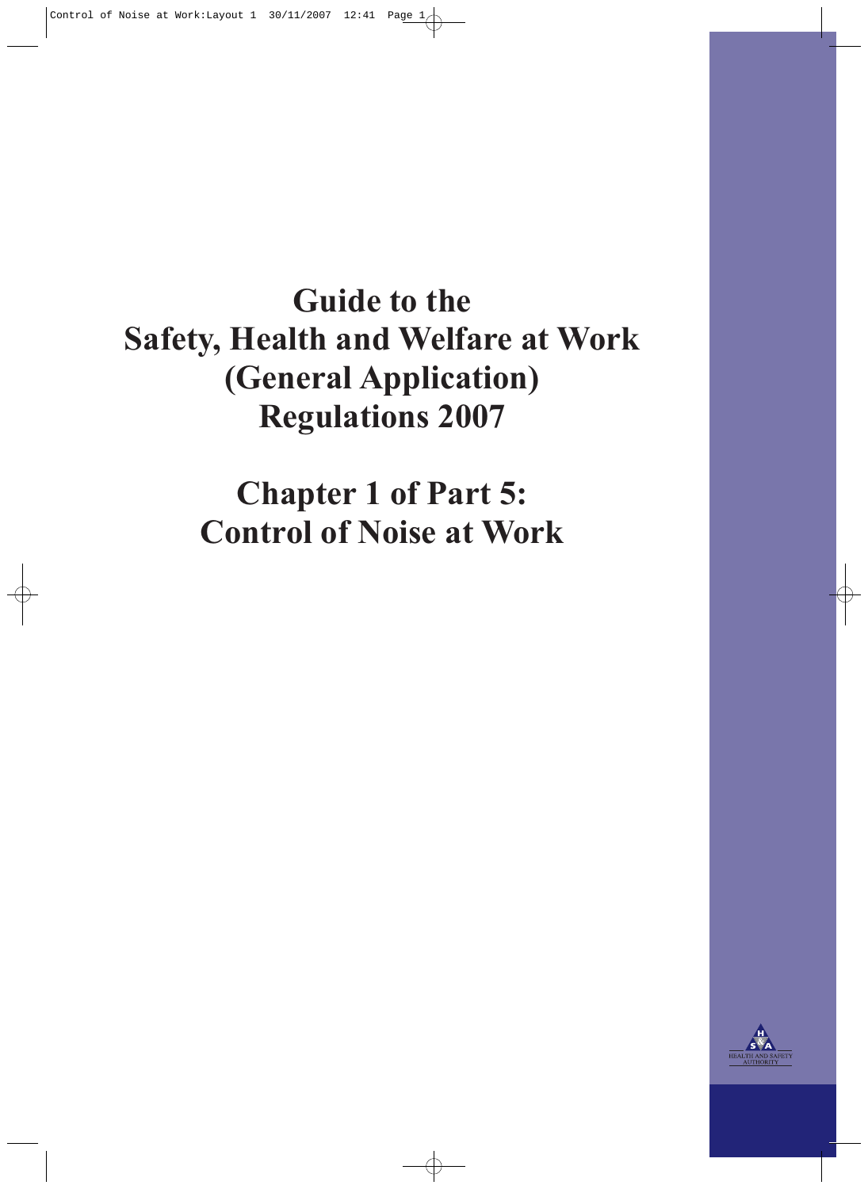# Guide to the Safety, Health and Welfare at Work (General Application) Regulations 2007

# Chapter 1 of Part 5: Control of Noise at Work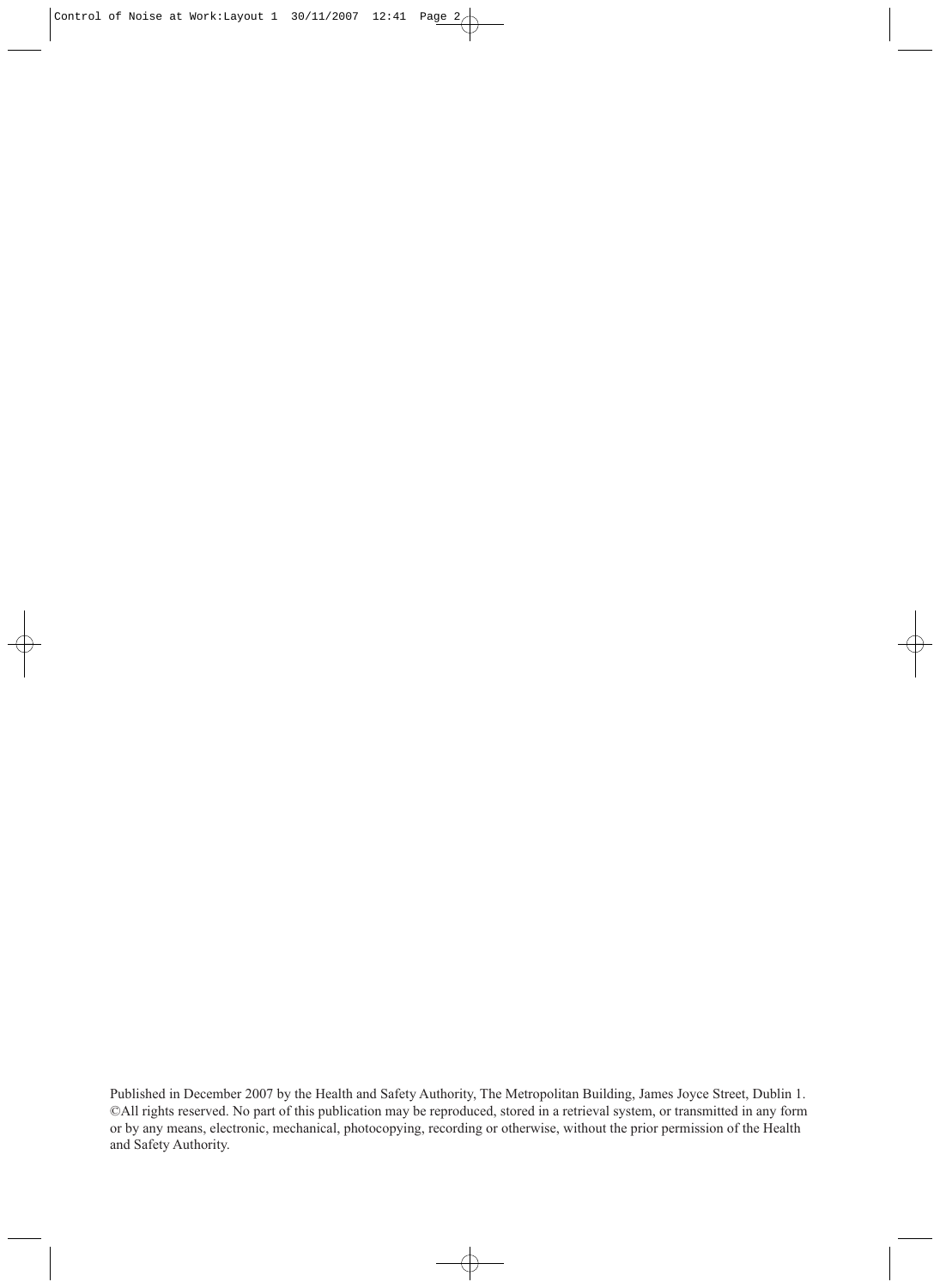Published in December 2007 by the Health and Safety Authority, The Metropolitan Building, James Joyce Street, Dublin 1.
©All rights reserved. No part of this publication may be reproduced, stored in a retrieval system, or transmitted in any form or by any means, electronic, mechanical, photocopying, recording or otherwise, without the prior permission of the Health and Safety Authority.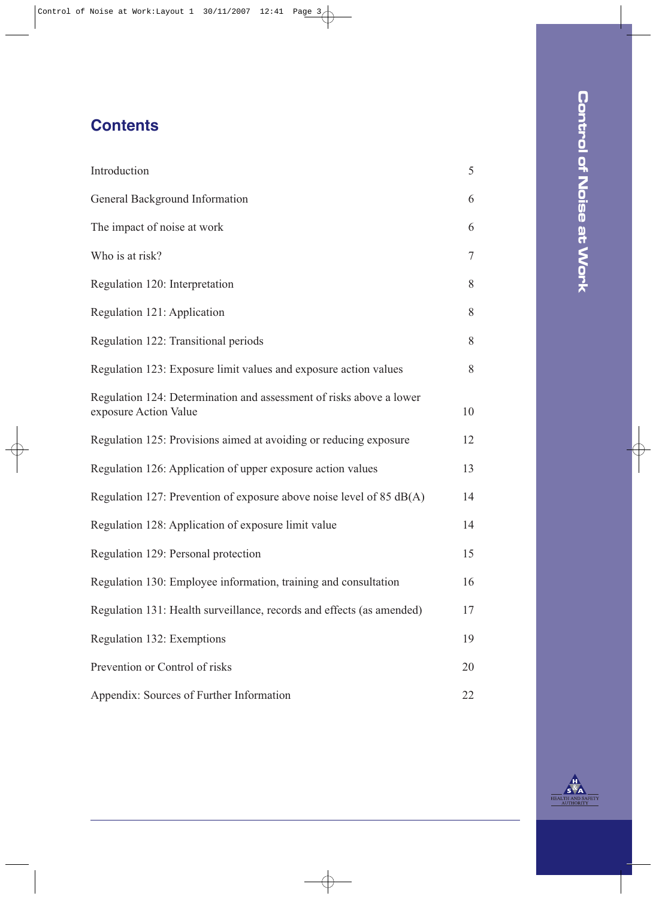# Contents

| | |
|---|---|
| Introduction | 5 |
| General Background Information | 6 |
| The impact of noise at work | 6 |
| Who is at risk? | 7 |
| Regulation 120: Interpretation | 8 |
| Regulation 121: Application | 8 |
| Regulation 122: Transitional periods | 8 |
| Regulation 123: Exposure limit values and exposure action values | 8 |
| Regulation 124: Determination and assessment of risks above a lower exposure Action Value | 10 |
| Regulation 125: Provisions aimed at avoiding or reducing exposure | 12 |
| Regulation 126: Application of upper exposure action values | 13 |
| Regulation 127: Prevention of exposure above noise level of 85 dB(A) | 14 |
| Regulation 128: Application of exposure limit value | 14 |
| Regulation 129: Personal protection | 15 |
| Regulation 130: Employee information, training and consultation | 16 |
| Regulation 131: Health surveillance, records and effects (as amended) | 17 |
| Regulation 132: Exemptions | 19 |
| Prevention or Control of risks | 20 |
| Appendix: Sources of Further Information | 22 |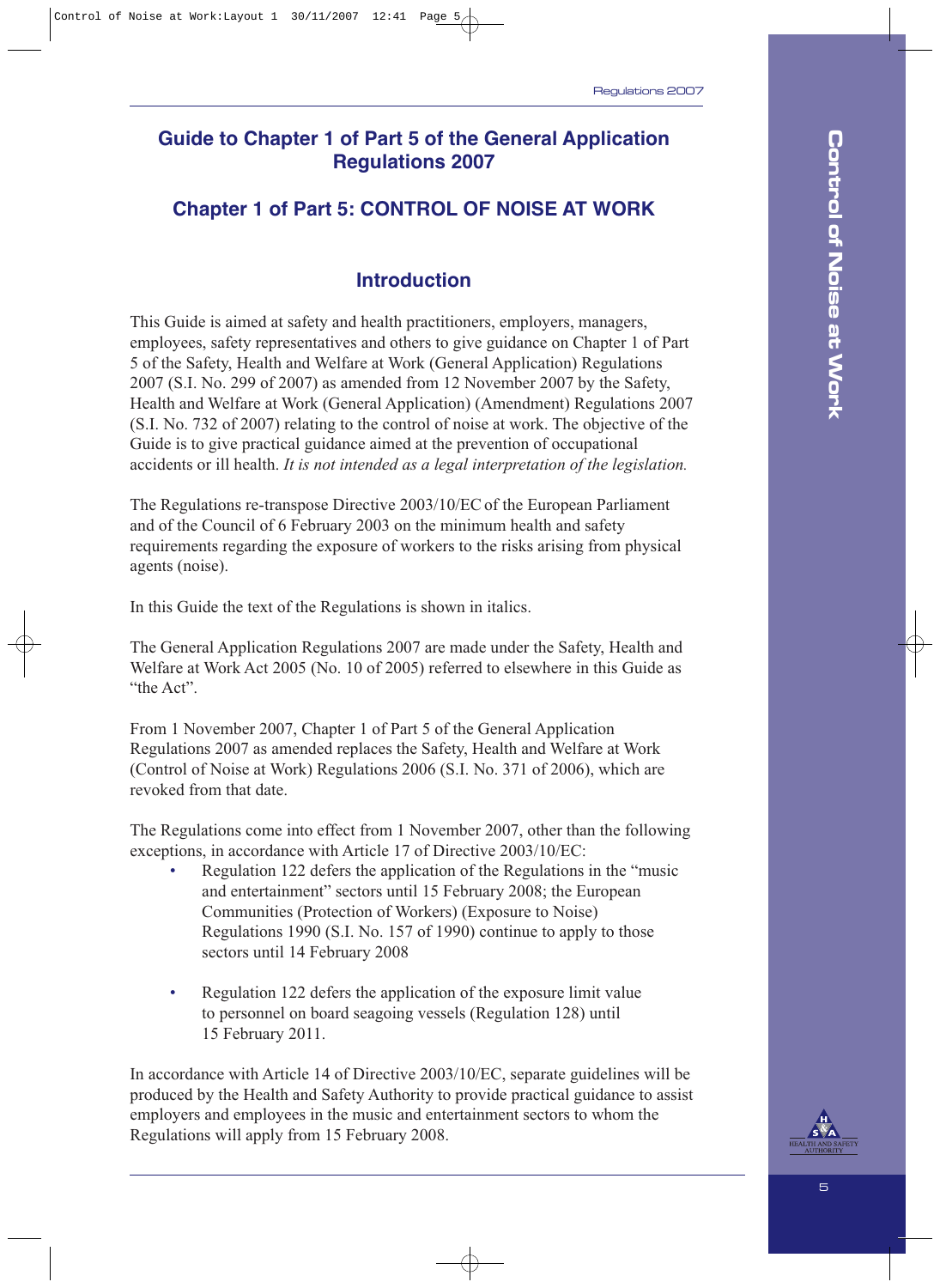# Guide to Chapter 1 of Part 5 of the General Application Regulations 2007

## Chapter 1 of Part 5: CONTROL OF NOISE AT WORK

### Introduction

This Guide is aimed at safety and health practitioners, employers, managers, employees, safety representatives and others to give guidance on Chapter 1 of Part 5 of the Safety, Health and Welfare at Work (General Application) Regulations 2007 (S.I. No. 299 of 2007) as amended from 12 November 2007 by the Safety, Health and Welfare at Work (General Application) (Amendment) Regulations 2007 (S.I. No. 732 of 2007) relating to the control of noise at work. The objective of the Guide is to give practical guidance aimed at the prevention of occupational accidents or ill health. *It is not intended as a legal interpretation of the legislation.*

The Regulations re-transpose Directive 2003/10/EC of the European Parliament and of the Council of 6 February 2003 on the minimum health and safety requirements regarding the exposure of workers to the risks arising from physical agents (noise).

In this Guide the text of the Regulations is shown in italics.

The General Application Regulations 2007 are made under the Safety, Health and Welfare at Work Act 2005 (No. 10 of 2005) referred to elsewhere in this Guide as "the Act".

From 1 November 2007, Chapter 1 of Part 5 of the General Application Regulations 2007 as amended replaces the Safety, Health and Welfare at Work (Control of Noise at Work) Regulations 2006 (S.I. No. 371 of 2006), which are revoked from that date.

The Regulations come into effect from 1 November 2007, other than the following exceptions, in accordance with Article 17 of Directive 2003/10/EC:

- Regulation 122 defers the application of the Regulations in the "music and entertainment" sectors until 15 February 2008; the European Communities (Protection of Workers) (Exposure to Noise) Regulations 1990 (S.I. No. 157 of 1990) continue to apply to those sectors until 14 February 2008

- Regulation 122 defers the application of the exposure limit value to personnel on board seagoing vessels (Regulation 128) until 15 February 2011.

In accordance with Article 14 of Directive 2003/10/EC, separate guidelines will be produced by the Health and Safety Authority to provide practical guidance to assist employers and employees in the music and entertainment sectors to whom the Regulations will apply from 15 February 2008.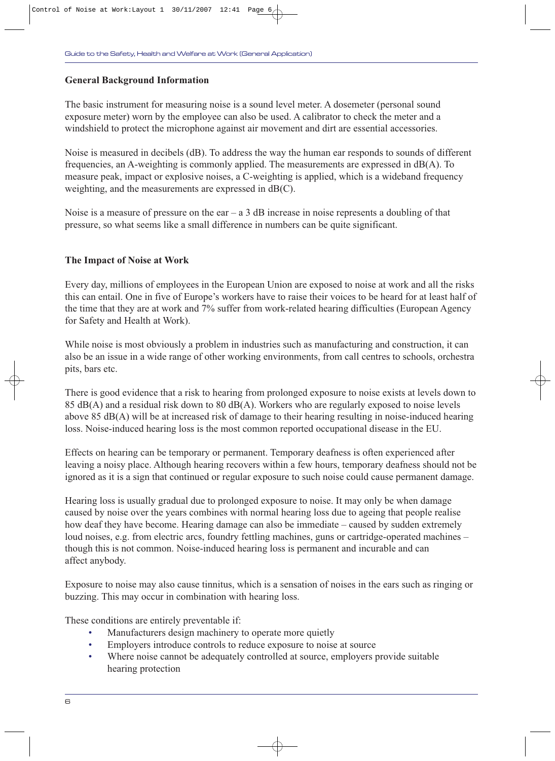## General Background Information

The basic instrument for measuring noise is a sound level meter. A dosemeter (personal sound exposure meter) worn by the employee can also be used. A calibrator to check the meter and a windshield to protect the microphone against air movement and dirt are essential accessories.

Noise is measured in decibels (dB). To address the way the human ear responds to sounds of different frequencies, an A-weighting is commonly applied. The measurements are expressed in dB(A). To measure peak, impact or explosive noises, a C-weighting is applied, which is a wideband frequency weighting, and the measurements are expressed in dB(C).

Noise is a measure of pressure on the ear – a 3 dB increase in noise represents a doubling of that pressure, so what seems like a small difference in numbers can be quite significant.

## The Impact of Noise at Work

Every day, millions of employees in the European Union are exposed to noise at work and all the risks this can entail. One in five of Europe's workers have to raise their voices to be heard for at least half of the time that they are at work and 7% suffer from work-related hearing difficulties (European Agency for Safety and Health at Work).

While noise is most obviously a problem in industries such as manufacturing and construction, it can also be an issue in a wide range of other working environments, from call centres to schools, orchestra pits, bars etc.

There is good evidence that a risk to hearing from prolonged exposure to noise exists at levels down to 85 dB(A) and a residual risk down to 80 dB(A). Workers who are regularly exposed to noise levels above 85 dB(A) will be at increased risk of damage to their hearing resulting in noise-induced hearing loss. Noise-induced hearing loss is the most common reported occupational disease in the EU.

Effects on hearing can be temporary or permanent. Temporary deafness is often experienced after leaving a noisy place. Although hearing recovers within a few hours, temporary deafness should not be ignored as it is a sign that continued or regular exposure to such noise could cause permanent damage.

Hearing loss is usually gradual due to prolonged exposure to noise. It may only be when damage caused by noise over the years combines with normal hearing loss due to ageing that people realise how deaf they have become. Hearing damage can also be immediate – caused by sudden extremely loud noises, e.g. from electric arcs, foundry fettling machines, guns or cartridge-operated machines – though this is not common. Noise-induced hearing loss is permanent and incurable and can affect anybody.

Exposure to noise may also cause tinnitus, which is a sensation of noises in the ears such as ringing or buzzing. This may occur in combination with hearing loss.

These conditions are entirely preventable if:

- Manufacturers design machinery to operate more quietly
- Employers introduce controls to reduce exposure to noise at source
- Where noise cannot be adequately controlled at source, employers provide suitable hearing protection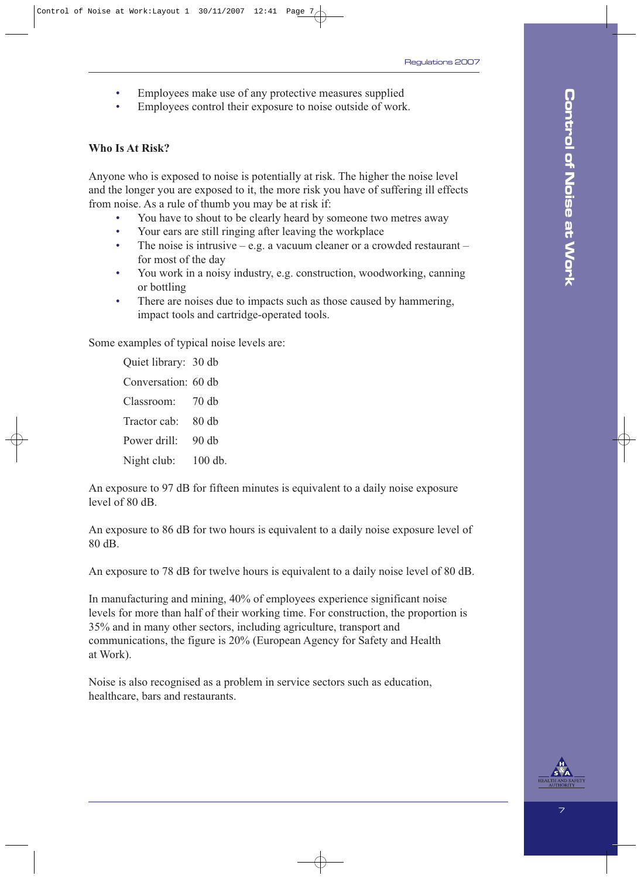- Employees make use of any protective measures supplied
- Employees control their exposure to noise outside of work.

**Who Is At Risk?**

Anyone who is exposed to noise is potentially at risk. The higher the noise level and the longer you are exposed to it, the more risk you have of suffering ill effects from noise. As a rule of thumb you may be at risk if:

- You have to shout to be clearly heard by someone two metres away
- Your ears are still ringing after leaving the workplace
- The noise is intrusive – e.g. a vacuum cleaner or a crowded restaurant – for most of the day
- You work in a noisy industry, e.g. construction, woodworking, canning or bottling
- There are noises due to impacts such as those caused by hammering, impact tools and cartridge-operated tools.

Some examples of typical noise levels are:

| | |
|---|---|
| Quiet library: | 30 db |
| Conversation: | 60 db |
| Classroom: | 70 db |
| Tractor cab: | 80 db |
| Power drill: | 90 db |
| Night club: | 100 db. |

An exposure to 97 dB for fifteen minutes is equivalent to a daily noise exposure level of 80 dB.

An exposure to 86 dB for two hours is equivalent to a daily noise exposure level of 80 dB.

An exposure to 78 dB for twelve hours is equivalent to a daily noise level of 80 dB.

In manufacturing and mining, 40% of employees experience significant noise levels for more than half of their working time. For construction, the proportion is 35% and in many other sectors, including agriculture, transport and communications, the figure is 20% (European Agency for Safety and Health at Work).

Noise is also recognised as a problem in service sectors such as education, healthcare, bars and restaurants.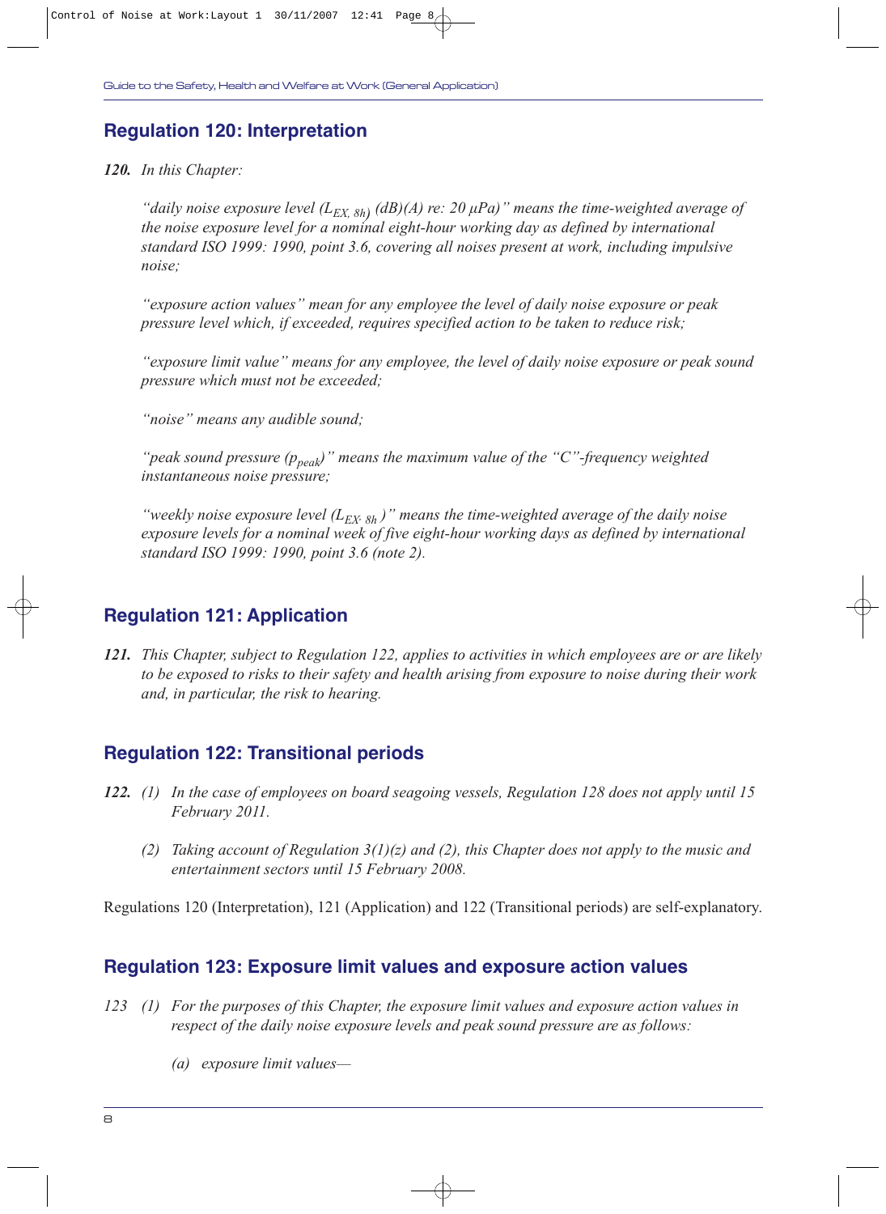## Regulation 120: Interpretation

***120.*** *In this Chapter:*

*"daily noise exposure level ($L_{EX, 8h}$) (dB)(A) re: 20 μPa)" means the time-weighted average of the noise exposure level for a nominal eight-hour working day as defined by international standard ISO 1999: 1990, point 3.6, covering all noises present at work, including impulsive noise;*

*"exposure action values" mean for any employee the level of daily noise exposure or peak pressure level which, if exceeded, requires specified action to be taken to reduce risk;*

*"exposure limit value" means for any employee, the level of daily noise exposure or peak sound pressure which must not be exceeded;*

*"noise" means any audible sound;*

*"peak sound pressure ($p_{peak}$)" means the maximum value of the "C"-frequency weighted instantaneous noise pressure;*

*"weekly noise exposure level ($L_{EX, 8h}$)" means the time-weighted average of the daily noise exposure levels for a nominal week of five eight-hour working days as defined by international standard ISO 1999: 1990, point 3.6 (note 2).*

## Regulation 121: Application

***121.*** *This Chapter, subject to Regulation 122, applies to activities in which employees are or are likely to be exposed to risks to their safety and health arising from exposure to noise during their work and, in particular, the risk to hearing.*

## Regulation 122: Transitional periods

***122.*** *(1) In the case of employees on board seagoing vessels, Regulation 128 does not apply until 15 February 2011.*

*(2) Taking account of Regulation 3(1)(z) and (2), this Chapter does not apply to the music and entertainment sectors until 15 February 2008.*

Regulations 120 (Interpretation), 121 (Application) and 122 (Transitional periods) are self-explanatory.

## Regulation 123: Exposure limit values and exposure action values

*123 (1) For the purposes of this Chapter, the exposure limit values and exposure action values in respect of the daily noise exposure levels and peak sound pressure are as follows:*

*(a) exposure limit values—*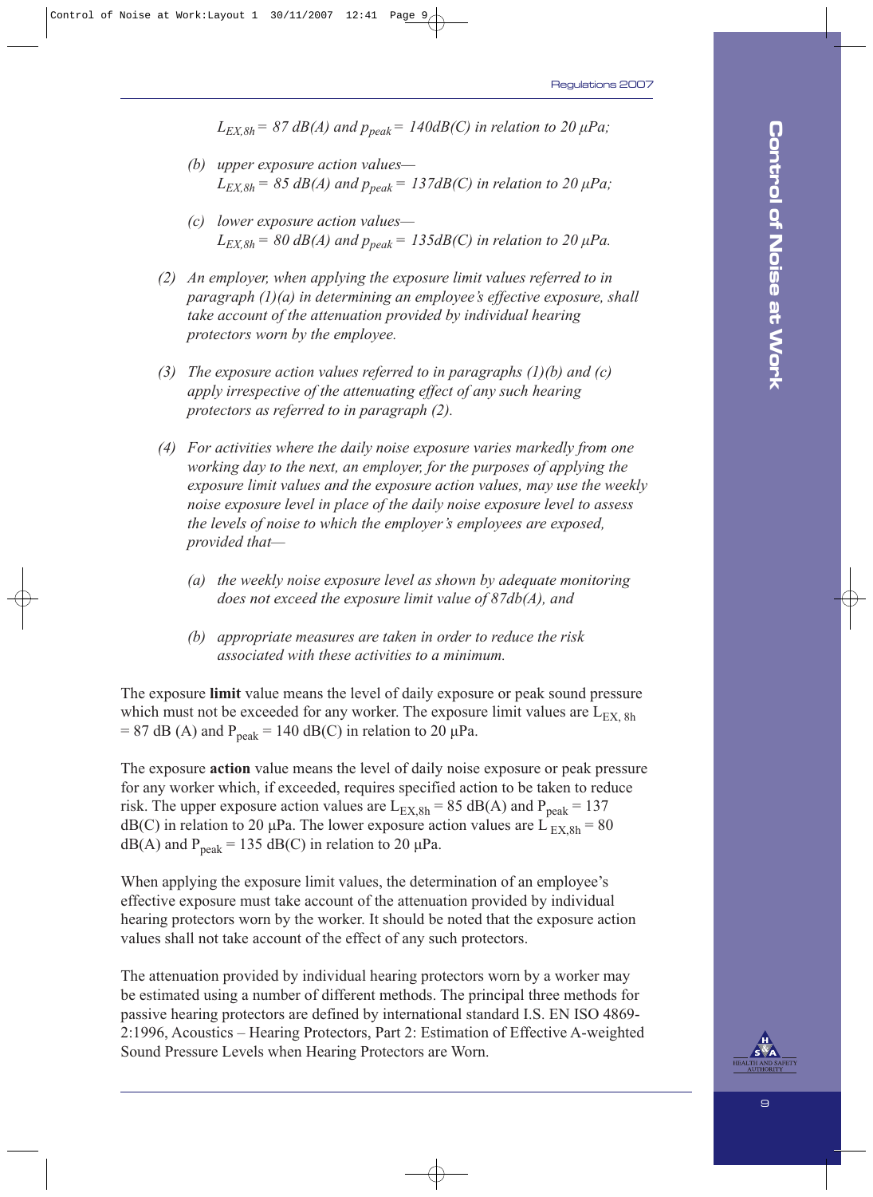*$L_{EX,8h}$ = 87 dB(A) and $p_{peak}$ = 140dB(C) in relation to 20 μPa;*

*(b) upper exposure action values—*
*$L_{EX,8h}$ = 85 dB(A) and $p_{peak}$ = 137dB(C) in relation to 20 μPa;*

*(c) lower exposure action values—*
*$L_{EX,8h}$ = 80 dB(A) and $p_{peak}$ = 135dB(C) in relation to 20 μPa.*

*(2) An employer, when applying the exposure limit values referred to in paragraph (1)(a) in determining an employee's effective exposure, shall take account of the attenuation provided by individual hearing protectors worn by the employee.*

*(3) The exposure action values referred to in paragraphs (1)(b) and (c) apply irrespective of the attenuating effect of any such hearing protectors as referred to in paragraph (2).*

*(4) For activities where the daily noise exposure varies markedly from one working day to the next, an employer, for the purposes of applying the exposure limit values and the exposure action values, may use the weekly noise exposure level in place of the daily noise exposure level to assess the levels of noise to which the employer's employees are exposed, provided that—*

*(a) the weekly noise exposure level as shown by adequate monitoring does not exceed the exposure limit value of 87db(A), and*

*(b) appropriate measures are taken in order to reduce the risk associated with these activities to a minimum.*

The exposure **limit** value means the level of daily exposure or peak sound pressure which must not be exceeded for any worker. The exposure limit values are $L_{EX, 8h}$ = 87 dB (A) and $P_{peak}$ = 140 dB(C) in relation to 20 μPa.

The exposure **action** value means the level of daily noise exposure or peak pressure for any worker which, if exceeded, requires specified action to be taken to reduce risk. The upper exposure action values are $L_{EX,8h}$ = 85 dB(A) and $P_{peak}$ = 137 dB(C) in relation to 20 μPa. The lower exposure action values are $L_{EX,8h}$ = 80 dB(A) and $P_{peak}$ = 135 dB(C) in relation to 20 μPa.

When applying the exposure limit values, the determination of an employee's effective exposure must take account of the attenuation provided by individual hearing protectors worn by the worker. It should be noted that the exposure action values shall not take account of the effect of any such protectors.

The attenuation provided by individual hearing protectors worn by a worker may be estimated using a number of different methods. The principal three methods for passive hearing protectors are defined by international standard I.S. EN ISO 4869-2:1996, Acoustics – Hearing Protectors, Part 2: Estimation of Effective A-weighted Sound Pressure Levels when Hearing Protectors are Worn.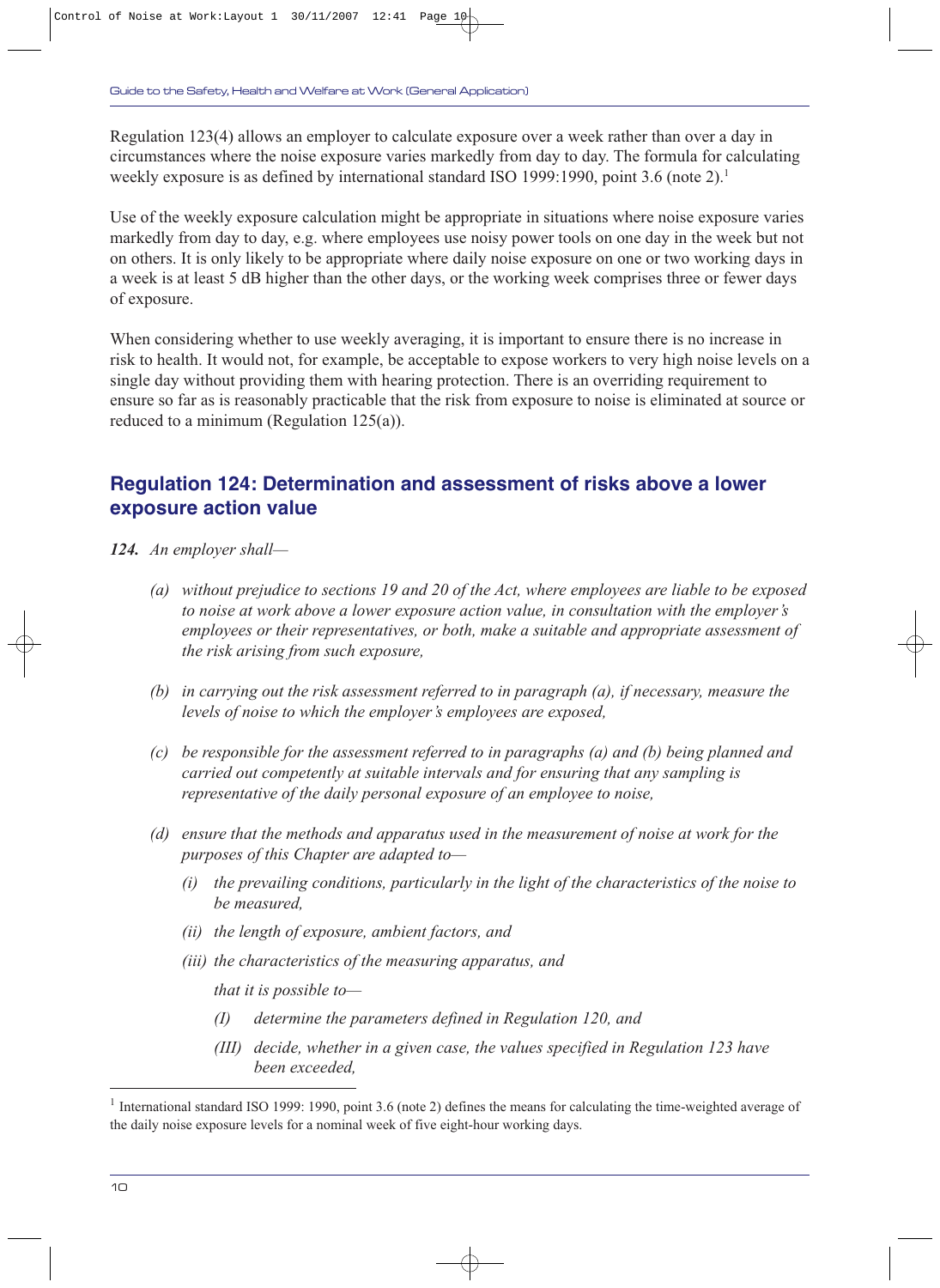Regulation 123(4) allows an employer to calculate exposure over a week rather than over a day in circumstances where the noise exposure varies markedly from day to day. The formula for calculating weekly exposure is as defined by international standard ISO 1999:1990, point 3.6 (note 2).[1]

Use of the weekly exposure calculation might be appropriate in situations where noise exposure varies markedly from day to day, e.g. where employees use noisy power tools on one day in the week but not on others. It is only likely to be appropriate where daily noise exposure on one or two working days in a week is at least 5 dB higher than the other days, or the working week comprises three or fewer days of exposure.

When considering whether to use weekly averaging, it is important to ensure there is no increase in risk to health. It would not, for example, be acceptable to expose workers to very high noise levels on a single day without providing them with hearing protection. There is an overriding requirement to ensure so far as is reasonably practicable that the risk from exposure to noise is eliminated at source or reduced to a minimum (Regulation 125(a)).

## Regulation 124: Determination and assessment of risks above a lower exposure action value

***124.*** *An employer shall—*

*(a) without prejudice to sections 19 and 20 of the Act, where employees are liable to be exposed to noise at work above a lower exposure action value, in consultation with the employer's employees or their representatives, or both, make a suitable and appropriate assessment of the risk arising from such exposure,*

*(b) in carrying out the risk assessment referred to in paragraph (a), if necessary, measure the levels of noise to which the employer's employees are exposed,*

*(c) be responsible for the assessment referred to in paragraphs (a) and (b) being planned and carried out competently at suitable intervals and for ensuring that any sampling is representative of the daily personal exposure of an employee to noise,*

*(d) ensure that the methods and apparatus used in the measurement of noise at work for the purposes of this Chapter are adapted to—*

*(i) the prevailing conditions, particularly in the light of the characteristics of the noise to be measured,*

*(ii) the length of exposure, ambient factors, and*

*(iii) the characteristics of the measuring apparatus, and*

*that it is possible to—*

*(I) determine the parameters defined in Regulation 120, and*

*(III) decide, whether in a given case, the values specified in Regulation 123 have been exceeded,*

---

[1] International standard ISO 1999: 1990, point 3.6 (note 2) defines the means for calculating the time-weighted average of the daily noise exposure levels for a nominal week of five eight-hour working days.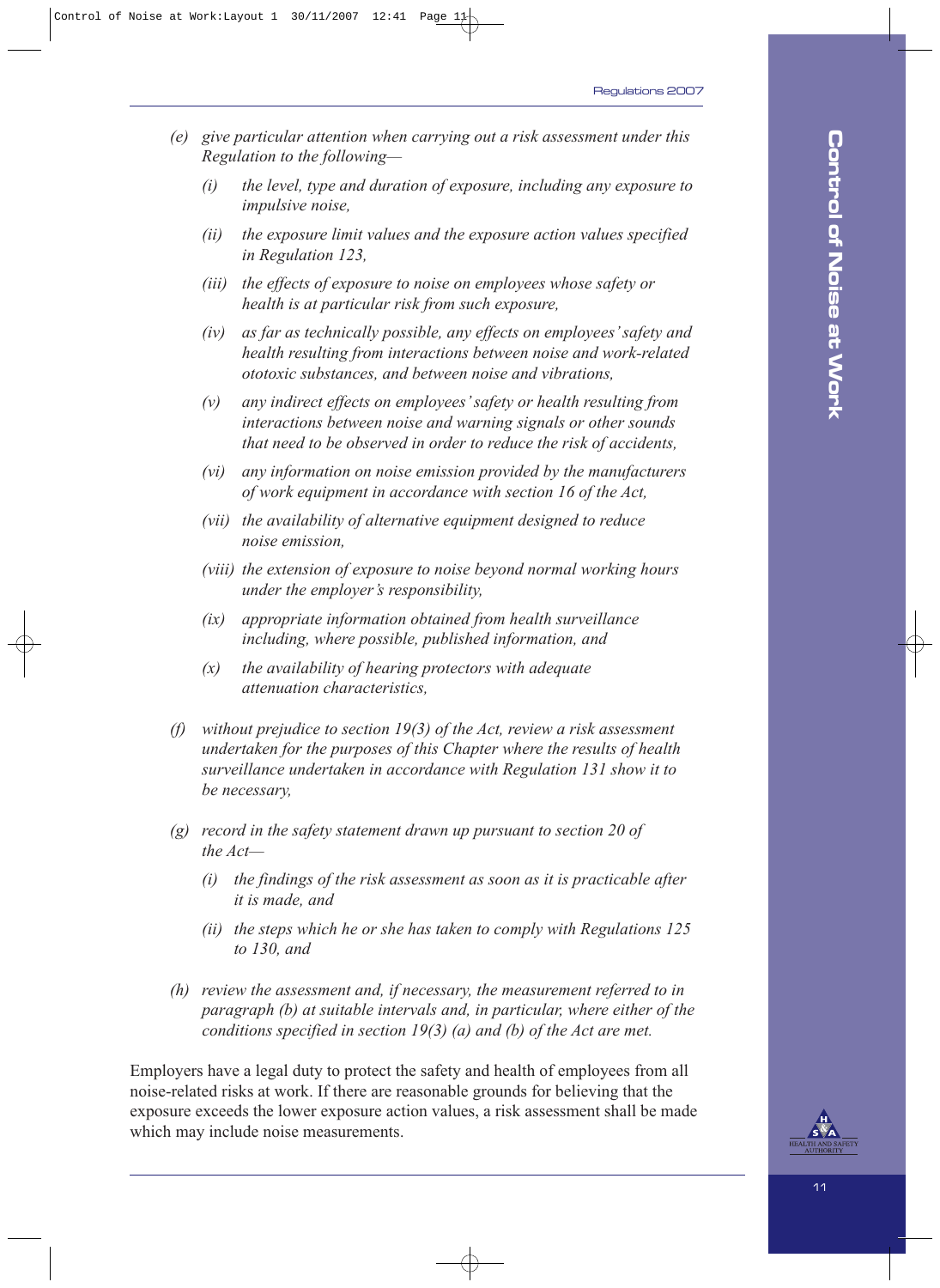*(e) give particular attention when carrying out a risk assessment under this Regulation to the following—*

*(i) the level, type and duration of exposure, including any exposure to impulsive noise,*

*(ii) the exposure limit values and the exposure action values specified in Regulation 123,*

*(iii) the effects of exposure to noise on employees whose safety or health is at particular risk from such exposure,*

*(iv) as far as technically possible, any effects on employees' safety and health resulting from interactions between noise and work-related ototoxic substances, and between noise and vibrations,*

*(v) any indirect effects on employees' safety or health resulting from interactions between noise and warning signals or other sounds that need to be observed in order to reduce the risk of accidents,*

*(vi) any information on noise emission provided by the manufacturers of work equipment in accordance with section 16 of the Act,*

*(vii) the availability of alternative equipment designed to reduce noise emission,*

*(viii) the extension of exposure to noise beyond normal working hours under the employer's responsibility,*

*(ix) appropriate information obtained from health surveillance including, where possible, published information, and*

*(x) the availability of hearing protectors with adequate attenuation characteristics,*

*(f) without prejudice to section 19(3) of the Act, review a risk assessment undertaken for the purposes of this Chapter where the results of health surveillance undertaken in accordance with Regulation 131 show it to be necessary,*

*(g) record in the safety statement drawn up pursuant to section 20 of the Act—*

*(i) the findings of the risk assessment as soon as it is practicable after it is made, and*

*(ii) the steps which he or she has taken to comply with Regulations 125 to 130, and*

*(h) review the assessment and, if necessary, the measurement referred to in paragraph (b) at suitable intervals and, in particular, where either of the conditions specified in section 19(3) (a) and (b) of the Act are met.*

Employers have a legal duty to protect the safety and health of employees from all noise-related risks at work. If there are reasonable grounds for believing that the exposure exceeds the lower exposure action values, a risk assessment shall be made which may include noise measurements.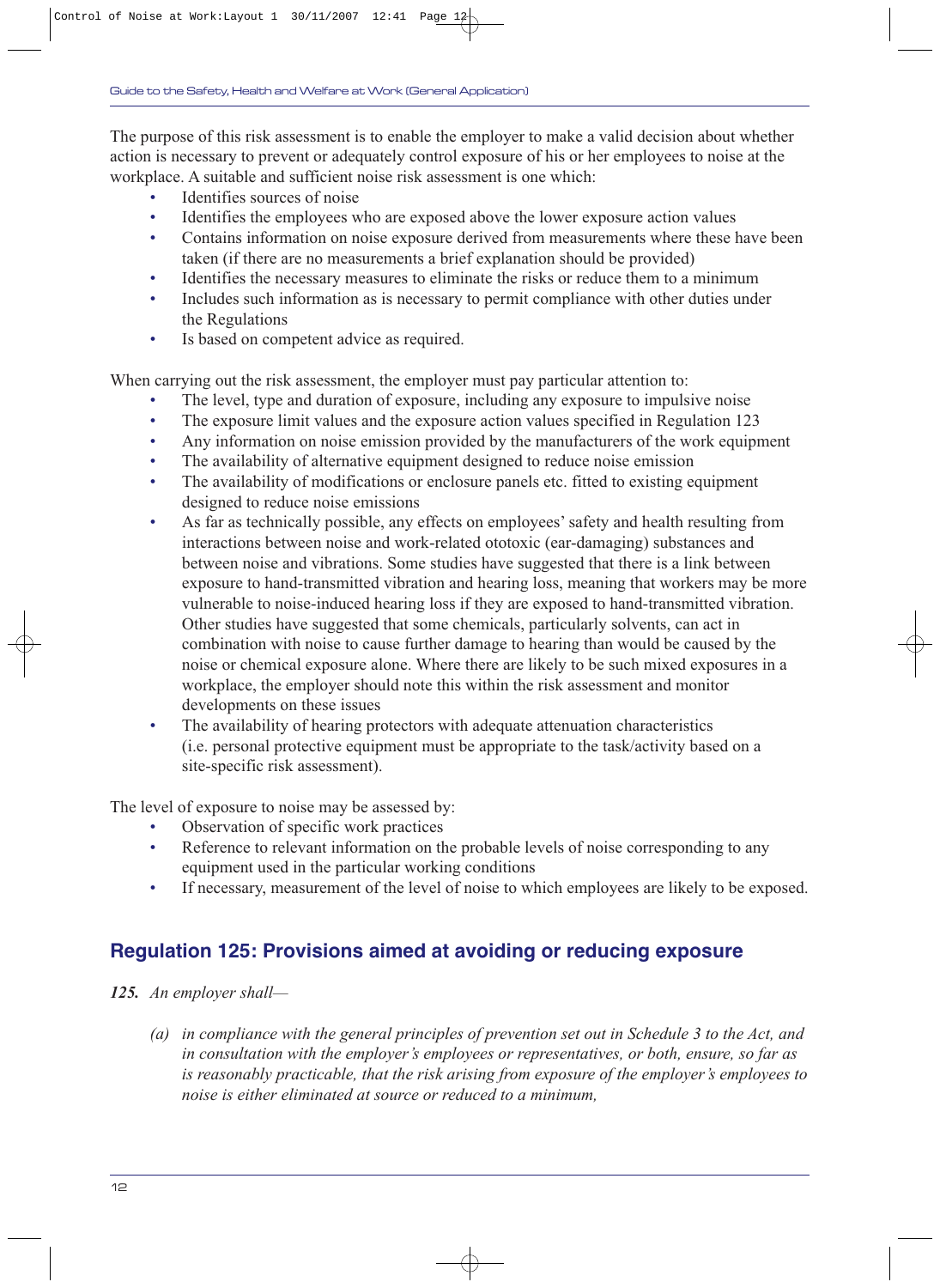The purpose of this risk assessment is to enable the employer to make a valid decision about whether action is necessary to prevent or adequately control exposure of his or her employees to noise at the workplace. A suitable and sufficient noise risk assessment is one which:

- Identifies sources of noise
- Identifies the employees who are exposed above the lower exposure action values
- Contains information on noise exposure derived from measurements where these have been taken (if there are no measurements a brief explanation should be provided)
- Identifies the necessary measures to eliminate the risks or reduce them to a minimum
- Includes such information as is necessary to permit compliance with other duties under the Regulations
- Is based on competent advice as required.

When carrying out the risk assessment, the employer must pay particular attention to:

- The level, type and duration of exposure, including any exposure to impulsive noise
- The exposure limit values and the exposure action values specified in Regulation 123
- Any information on noise emission provided by the manufacturers of the work equipment
- The availability of alternative equipment designed to reduce noise emission
- The availability of modifications or enclosure panels etc. fitted to existing equipment designed to reduce noise emissions
- As far as technically possible, any effects on employees' safety and health resulting from interactions between noise and work-related ototoxic (ear-damaging) substances and between noise and vibrations. Some studies have suggested that there is a link between exposure to hand-transmitted vibration and hearing loss, meaning that workers may be more vulnerable to noise-induced hearing loss if they are exposed to hand-transmitted vibration. Other studies have suggested that some chemicals, particularly solvents, can act in combination with noise to cause further damage to hearing than would be caused by the noise or chemical exposure alone. Where there are likely to be such mixed exposures in a workplace, the employer should note this within the risk assessment and monitor developments on these issues
- The availability of hearing protectors with adequate attenuation characteristics (i.e. personal protective equipment must be appropriate to the task/activity based on a site-specific risk assessment).

The level of exposure to noise may be assessed by:

- Observation of specific work practices
- Reference to relevant information on the probable levels of noise corresponding to any equipment used in the particular working conditions
- If necessary, measurement of the level of noise to which employees are likely to be exposed.

## Regulation 125: Provisions aimed at avoiding or reducing exposure

***125.*** *An employer shall—*

> *(a) in compliance with the general principles of prevention set out in Schedule 3 to the Act, and in consultation with the employer's employees or representatives, or both, ensure, so far as is reasonably practicable, that the risk arising from exposure of the employer's employees to noise is either eliminated at source or reduced to a minimum,*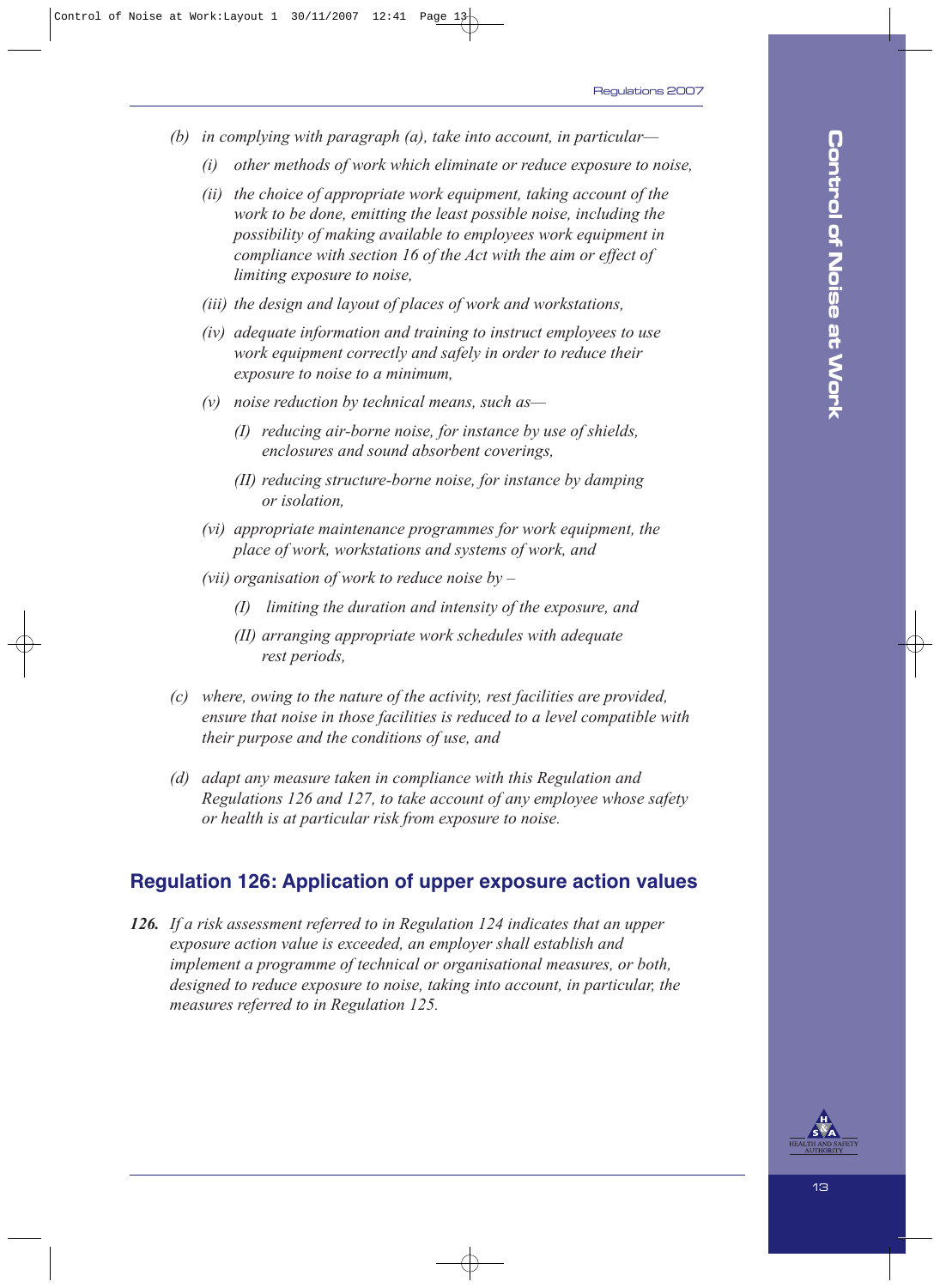*(b) in complying with paragraph (a), take into account, in particular—*

*(i) other methods of work which eliminate or reduce exposure to noise,*

*(ii) the choice of appropriate work equipment, taking account of the work to be done, emitting the least possible noise, including the possibility of making available to employees work equipment in compliance with section 16 of the Act with the aim or effect of limiting exposure to noise,*

*(iii) the design and layout of places of work and workstations,*

*(iv) adequate information and training to instruct employees to use work equipment correctly and safely in order to reduce their exposure to noise to a minimum,*

*(v) noise reduction by technical means, such as—*

*(I) reducing air-borne noise, for instance by use of shields, enclosures and sound absorbent coverings,*

*(II) reducing structure-borne noise, for instance by damping or isolation,*

*(vi) appropriate maintenance programmes for work equipment, the place of work, workstations and systems of work, and*

*(vii) organisation of work to reduce noise by –*

*(I) limiting the duration and intensity of the exposure, and*

*(II) arranging appropriate work schedules with adequate rest periods,*

*(c) where, owing to the nature of the activity, rest facilities are provided, ensure that noise in those facilities is reduced to a level compatible with their purpose and the conditions of use, and*

*(d) adapt any measure taken in compliance with this Regulation and Regulations 126 and 127, to take account of any employee whose safety or health is at particular risk from exposure to noise.*

## Regulation 126: Application of upper exposure action values

***126.*** *If a risk assessment referred to in Regulation 124 indicates that an upper exposure action value is exceeded, an employer shall establish and implement a programme of technical or organisational measures, or both, designed to reduce exposure to noise, taking into account, in particular, the measures referred to in Regulation 125.*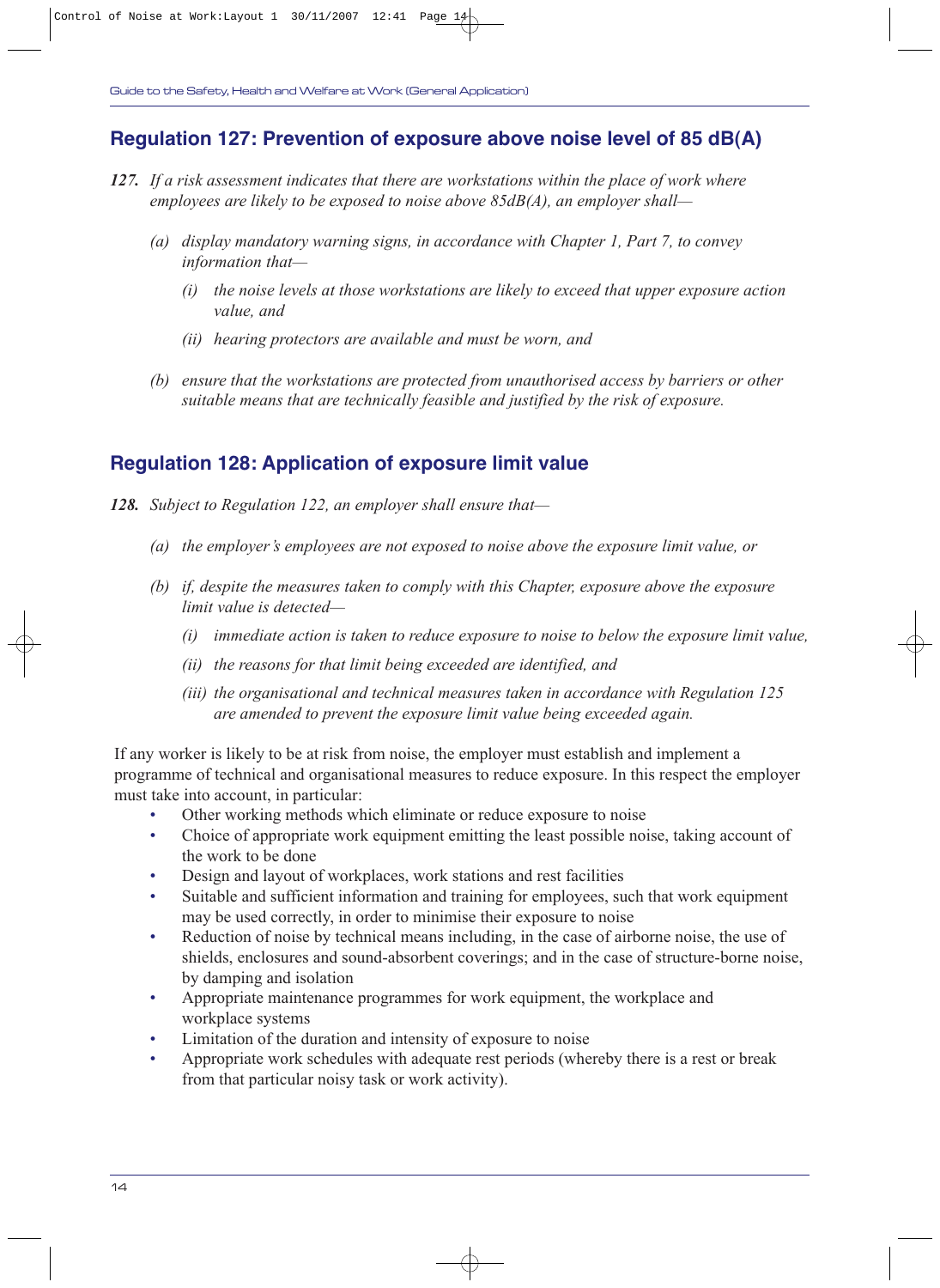## Regulation 127: Prevention of exposure above noise level of 85 dB(A)

***127.*** *If a risk assessment indicates that there are workstations within the place of work where employees are likely to be exposed to noise above 85dB(A), an employer shall—*

*(a) display mandatory warning signs, in accordance with Chapter 1, Part 7, to convey information that—*

*(i) the noise levels at those workstations are likely to exceed that upper exposure action value, and*

*(ii) hearing protectors are available and must be worn, and*

*(b) ensure that the workstations are protected from unauthorised access by barriers or other suitable means that are technically feasible and justified by the risk of exposure.*

## Regulation 128: Application of exposure limit value

***128.*** *Subject to Regulation 122, an employer shall ensure that—*

*(a) the employer's employees are not exposed to noise above the exposure limit value, or*

*(b) if, despite the measures taken to comply with this Chapter, exposure above the exposure limit value is detected—*

*(i) immediate action is taken to reduce exposure to noise to below the exposure limit value,*

*(ii) the reasons for that limit being exceeded are identified, and*

*(iii) the organisational and technical measures taken in accordance with Regulation 125 are amended to prevent the exposure limit value being exceeded again.*

If any worker is likely to be at risk from noise, the employer must establish and implement a programme of technical and organisational measures to reduce exposure. In this respect the employer must take into account, in particular:

- Other working methods which eliminate or reduce exposure to noise
- Choice of appropriate work equipment emitting the least possible noise, taking account of the work to be done
- Design and layout of workplaces, work stations and rest facilities
- Suitable and sufficient information and training for employees, such that work equipment may be used correctly, in order to minimise their exposure to noise
- Reduction of noise by technical means including, in the case of airborne noise, the use of shields, enclosures and sound-absorbent coverings; and in the case of structure-borne noise, by damping and isolation
- Appropriate maintenance programmes for work equipment, the workplace and workplace systems
- Limitation of the duration and intensity of exposure to noise
- Appropriate work schedules with adequate rest periods (whereby there is a rest or break from that particular noisy task or work activity).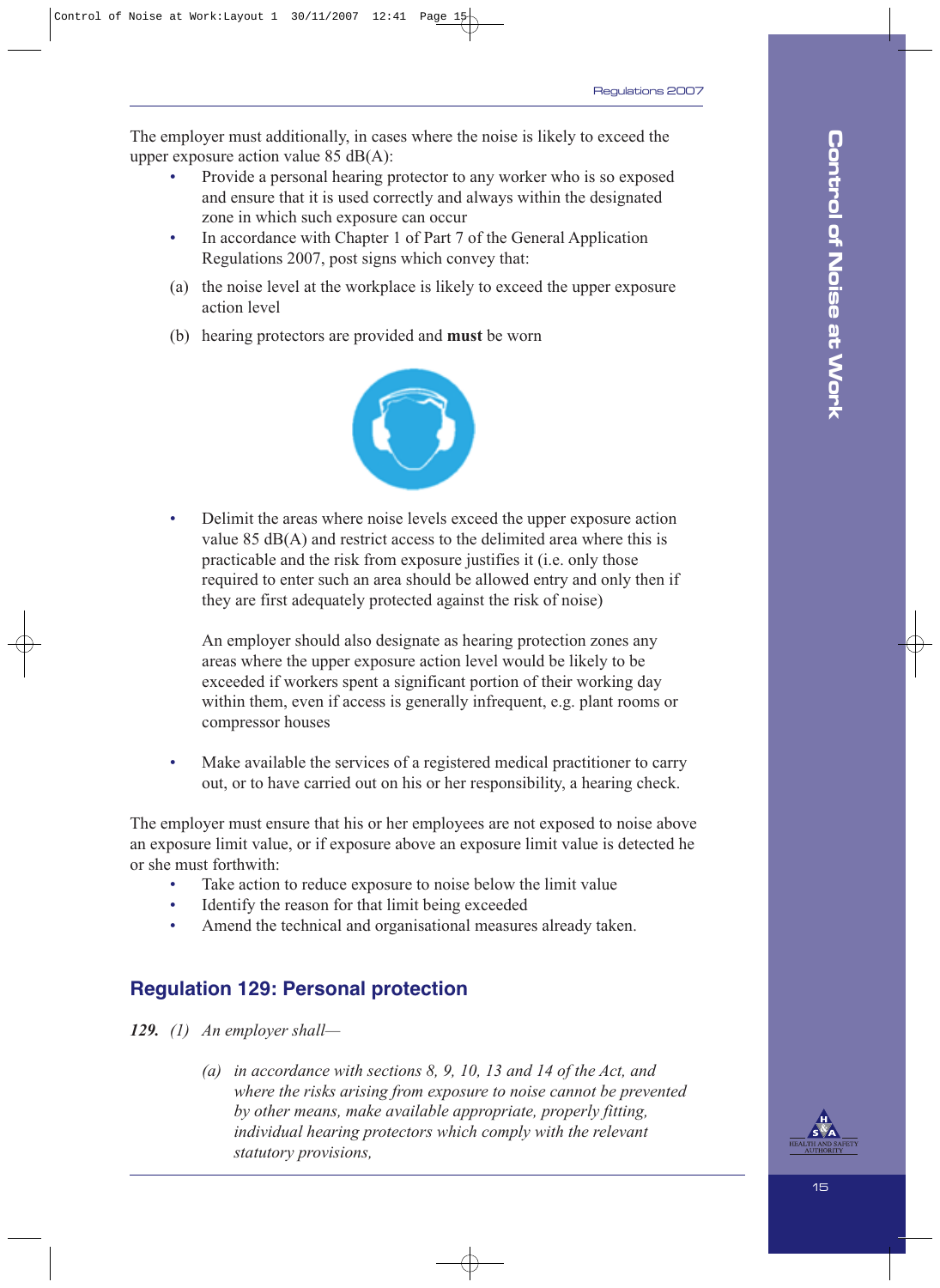The employer must additionally, in cases where the noise is likely to exceed the upper exposure action value 85 dB(A):

- Provide a personal hearing protector to any worker who is so exposed and ensure that it is used correctly and always within the designated zone in which such exposure can occur
- In accordance with Chapter 1 of Part 7 of the General Application Regulations 2007, post signs which convey that:

(a) the noise level at the workplace is likely to exceed the upper exposure action level

(b) hearing protectors are provided and **must** be worn

- Delimit the areas where noise levels exceed the upper exposure action value 85 dB(A) and restrict access to the delimited area where this is practicable and the risk from exposure justifies it (i.e. only those required to enter such an area should be allowed entry and only then if they are first adequately protected against the risk of noise)

  An employer should also designate as hearing protection zones any areas where the upper exposure action level would be likely to be exceeded if workers spent a significant portion of their working day within them, even if access is generally infrequent, e.g. plant rooms or compressor houses

- Make available the services of a registered medical practitioner to carry out, or to have carried out on his or her responsibility, a hearing check.

The employer must ensure that his or her employees are not exposed to noise above an exposure limit value, or if exposure above an exposure limit value is detected he or she must forthwith:

- Take action to reduce exposure to noise below the limit value
- Identify the reason for that limit being exceeded
- Amend the technical and organisational measures already taken.

## Regulation 129: Personal protection

***129.*** *(1) An employer shall—*

*(a) in accordance with sections 8, 9, 10, 13 and 14 of the Act, and where the risks arising from exposure to noise cannot be prevented by other means, make available appropriate, properly fitting, individual hearing protectors which comply with the relevant statutory provisions,*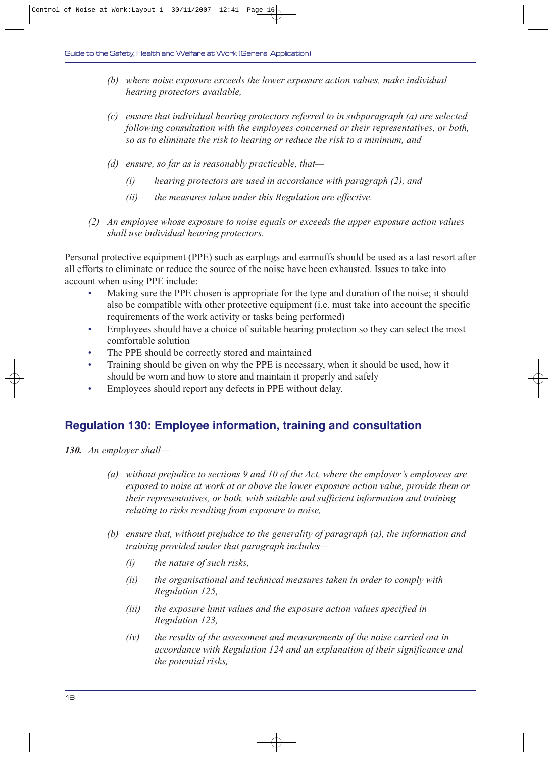*(b) where noise exposure exceeds the lower exposure action values, make individual hearing protectors available,*

*(c) ensure that individual hearing protectors referred to in subparagraph (a) are selected following consultation with the employees concerned or their representatives, or both, so as to eliminate the risk to hearing or reduce the risk to a minimum, and*

*(d) ensure, so far as is reasonably practicable, that—*

*(i) hearing protectors are used in accordance with paragraph (2), and*

*(ii) the measures taken under this Regulation are effective.*

*(2) An employee whose exposure to noise equals or exceeds the upper exposure action values shall use individual hearing protectors.*

Personal protective equipment (PPE) such as earplugs and earmuffs should be used as a last resort after all efforts to eliminate or reduce the source of the noise have been exhausted. Issues to take into account when using PPE include:

- Making sure the PPE chosen is appropriate for the type and duration of the noise; it should also be compatible with other protective equipment (i.e. must take into account the specific requirements of the work activity or tasks being performed)
- Employees should have a choice of suitable hearing protection so they can select the most comfortable solution
- The PPE should be correctly stored and maintained
- Training should be given on why the PPE is necessary, when it should be used, how it should be worn and how to store and maintain it properly and safely
- Employees should report any defects in PPE without delay.

## Regulation 130: Employee information, training and consultation

***130.*** *An employer shall—*

*(a) without prejudice to sections 9 and 10 of the Act, where the employer's employees are exposed to noise at work at or above the lower exposure action value, provide them or their representatives, or both, with suitable and sufficient information and training relating to risks resulting from exposure to noise,*

*(b) ensure that, without prejudice to the generality of paragraph (a), the information and training provided under that paragraph includes—*

*(i) the nature of such risks,*

*(ii) the organisational and technical measures taken in order to comply with Regulation 125,*

*(iii) the exposure limit values and the exposure action values specified in Regulation 123,*

*(iv) the results of the assessment and measurements of the noise carried out in accordance with Regulation 124 and an explanation of their significance and the potential risks,*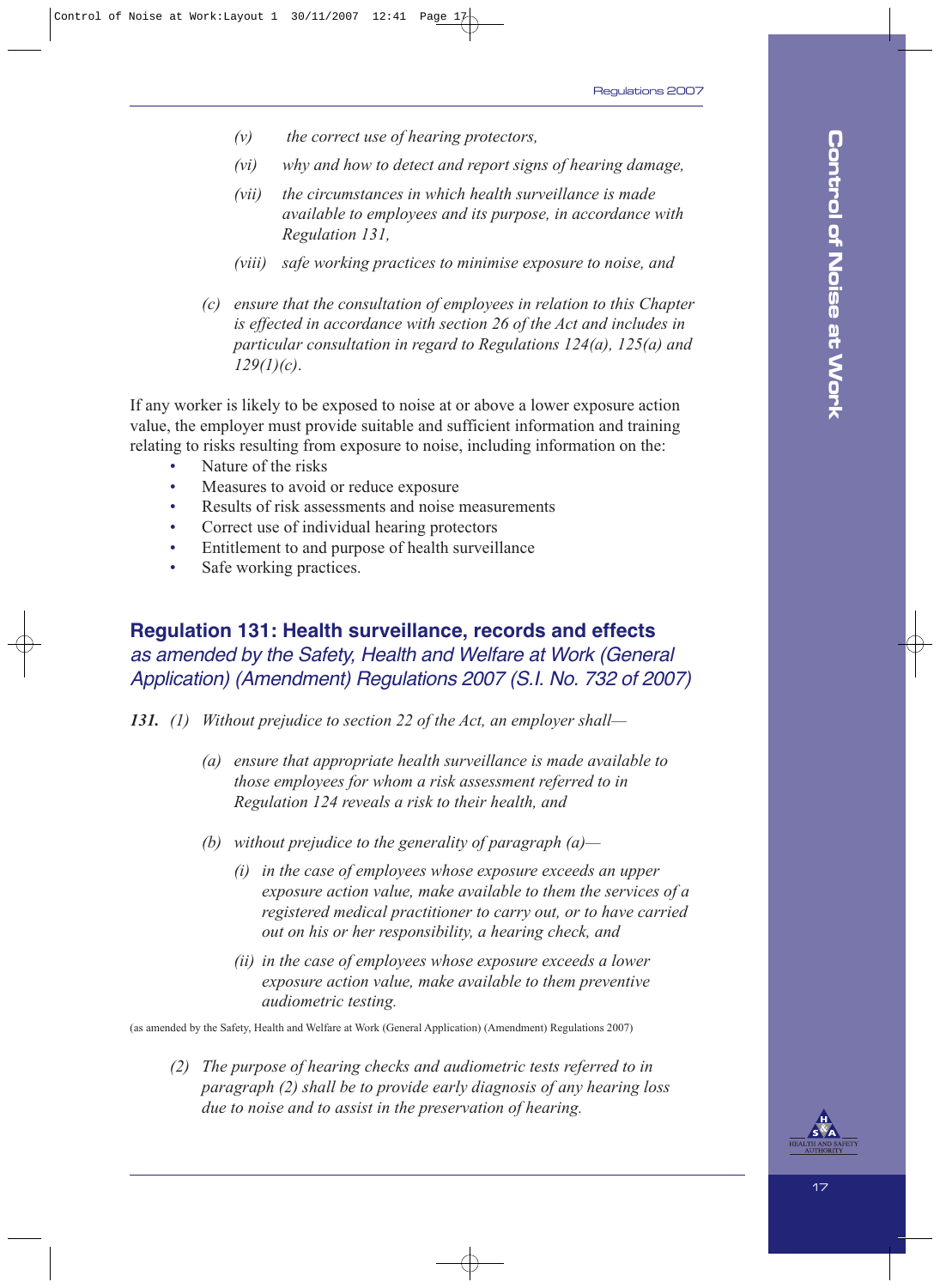*(v) the correct use of hearing protectors,*

*(vi) why and how to detect and report signs of hearing damage,*

*(vii) the circumstances in which health surveillance is made available to employees and its purpose, in accordance with Regulation 131,*

*(viii) safe working practices to minimise exposure to noise, and*

*(c) ensure that the consultation of employees in relation to this Chapter is effected in accordance with section 26 of the Act and includes in particular consultation in regard to Regulations 124(a), 125(a) and 129(1)(c).*

If any worker is likely to be exposed to noise at or above a lower exposure action value, the employer must provide suitable and sufficient information and training relating to risks resulting from exposure to noise, including information on the:

- Nature of the risks
- Measures to avoid or reduce exposure
- Results of risk assessments and noise measurements
- Correct use of individual hearing protectors
- Entitlement to and purpose of health surveillance
- Safe working practices.

## Regulation 131: Health surveillance, records and effects *as amended by the Safety, Health and Welfare at Work (General Application) (Amendment) Regulations 2007 (S.I. No. 732 of 2007)*

***131.*** *(1) Without prejudice to section 22 of the Act, an employer shall—*

*(a) ensure that appropriate health surveillance is made available to those employees for whom a risk assessment referred to in Regulation 124 reveals a risk to their health, and*

*(b) without prejudice to the generality of paragraph (a)—*

*(i) in the case of employees whose exposure exceeds an upper exposure action value, make available to them the services of a registered medical practitioner to carry out, or to have carried out on his or her responsibility, a hearing check, and*

*(ii) in the case of employees whose exposure exceeds a lower exposure action value, make available to them preventive audiometric testing.*

(as amended by the Safety, Health and Welfare at Work (General Application) (Amendment) Regulations 2007)

*(2) The purpose of hearing checks and audiometric tests referred to in paragraph (2) shall be to provide early diagnosis of any hearing loss due to noise and to assist in the preservation of hearing.*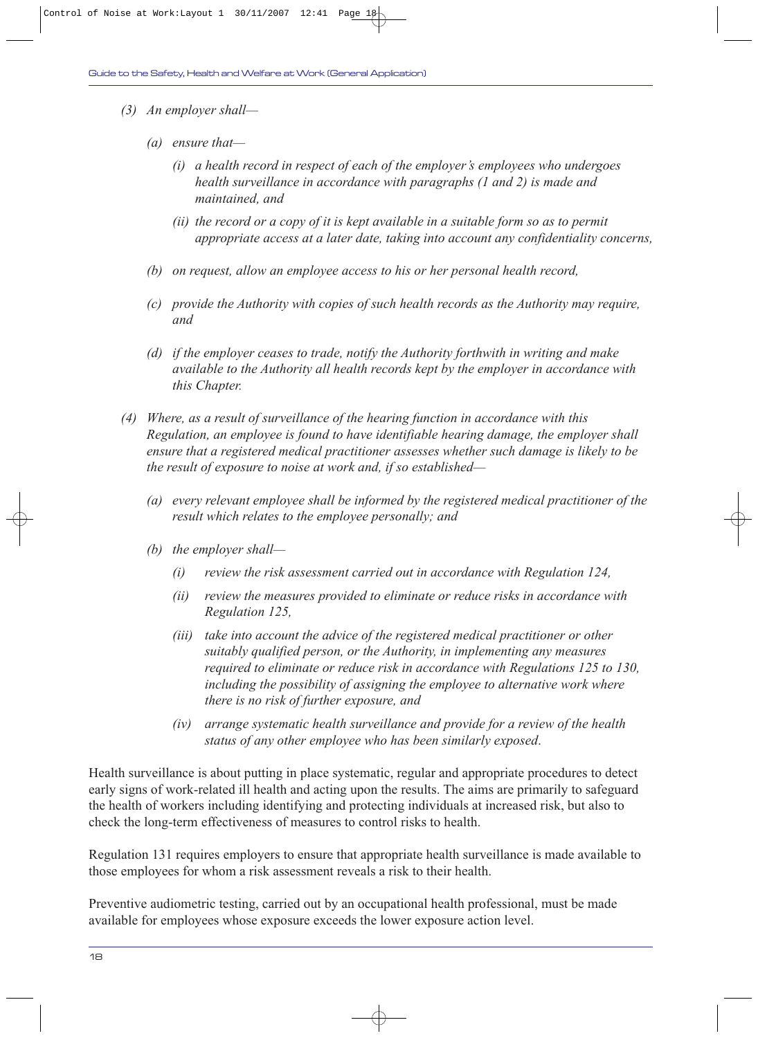*(3) An employer shall—*

*(a) ensure that—*

*(i) a health record in respect of each of the employer's employees who undergoes health surveillance in accordance with paragraphs (1 and 2) is made and maintained, and*

*(ii) the record or a copy of it is kept available in a suitable form so as to permit appropriate access at a later date, taking into account any confidentiality concerns,*

*(b) on request, allow an employee access to his or her personal health record,*

*(c) provide the Authority with copies of such health records as the Authority may require, and*

*(d) if the employer ceases to trade, notify the Authority forthwith in writing and make available to the Authority all health records kept by the employer in accordance with this Chapter.*

*(4) Where, as a result of surveillance of the hearing function in accordance with this Regulation, an employee is found to have identifiable hearing damage, the employer shall ensure that a registered medical practitioner assesses whether such damage is likely to be the result of exposure to noise at work and, if so established—*

*(a) every relevant employee shall be informed by the registered medical practitioner of the result which relates to the employee personally; and*

*(b) the employer shall—*

*(i) review the risk assessment carried out in accordance with Regulation 124,*

*(ii) review the measures provided to eliminate or reduce risks in accordance with Regulation 125,*

*(iii) take into account the advice of the registered medical practitioner or other suitably qualified person, or the Authority, in implementing any measures required to eliminate or reduce risk in accordance with Regulations 125 to 130, including the possibility of assigning the employee to alternative work where there is no risk of further exposure, and*

*(iv) arrange systematic health surveillance and provide for a review of the health status of any other employee who has been similarly exposed.*

Health surveillance is about putting in place systematic, regular and appropriate procedures to detect early signs of work-related ill health and acting upon the results. The aims are primarily to safeguard the health of workers including identifying and protecting individuals at increased risk, but also to check the long-term effectiveness of measures to control risks to health.

Regulation 131 requires employers to ensure that appropriate health surveillance is made available to those employees for whom a risk assessment reveals a risk to their health.

Preventive audiometric testing, carried out by an occupational health professional, must be made available for employees whose exposure exceeds the lower exposure action level.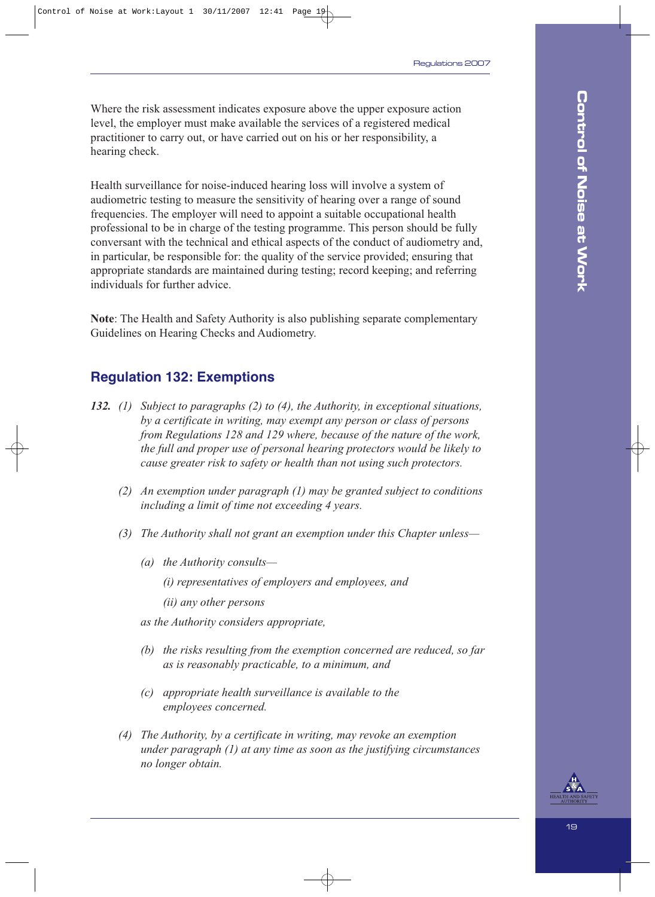Where the risk assessment indicates exposure above the upper exposure action level, the employer must make available the services of a registered medical practitioner to carry out, or have carried out on his or her responsibility, a hearing check.

Health surveillance for noise-induced hearing loss will involve a system of audiometric testing to measure the sensitivity of hearing over a range of sound frequencies. The employer will need to appoint a suitable occupational health professional to be in charge of the testing programme. This person should be fully conversant with the technical and ethical aspects of the conduct of audiometry and, in particular, be responsible for: the quality of the service provided; ensuring that appropriate standards are maintained during testing; record keeping; and referring individuals for further advice.

**Note**: The Health and Safety Authority is also publishing separate complementary Guidelines on Hearing Checks and Audiometry.

## Regulation 132: Exemptions

***132.*** *(1) Subject to paragraphs (2) to (4), the Authority, in exceptional situations, by a certificate in writing, may exempt any person or class of persons from Regulations 128 and 129 where, because of the nature of the work, the full and proper use of personal hearing protectors would be likely to cause greater risk to safety or health than not using such protectors.*

*(2) An exemption under paragraph (1) may be granted subject to conditions including a limit of time not exceeding 4 years.*

*(3) The Authority shall not grant an exemption under this Chapter unless—*

*(a) the Authority consults—*

*(i) representatives of employers and employees, and*

*(ii) any other persons*

*as the Authority considers appropriate,*

*(b) the risks resulting from the exemption concerned are reduced, so far as is reasonably practicable, to a minimum, and*

*(c) appropriate health surveillance is available to the employees concerned.*

*(4) The Authority, by a certificate in writing, may revoke an exemption under paragraph (1) at any time as soon as the justifying circumstances no longer obtain.*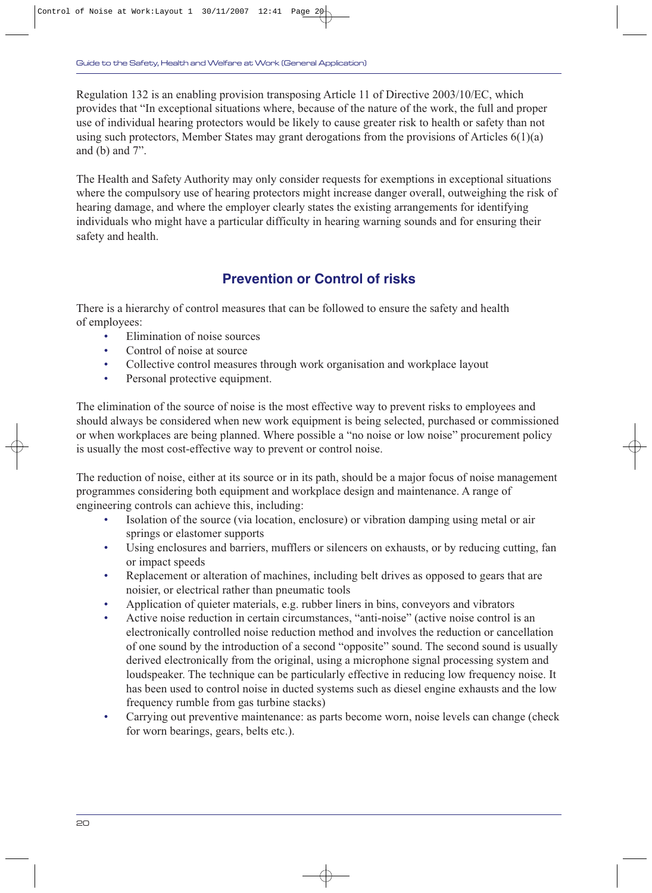Regulation 132 is an enabling provision transposing Article 11 of Directive 2003/10/EC, which provides that "In exceptional situations where, because of the nature of the work, the full and proper use of individual hearing protectors would be likely to cause greater risk to health or safety than not using such protectors, Member States may grant derogations from the provisions of Articles 6(1)(a) and (b) and 7".

The Health and Safety Authority may only consider requests for exemptions in exceptional situations where the compulsory use of hearing protectors might increase danger overall, outweighing the risk of hearing damage, and where the employer clearly states the existing arrangements for identifying individuals who might have a particular difficulty in hearing warning sounds and for ensuring their safety and health.

## Prevention or Control of risks

There is a hierarchy of control measures that can be followed to ensure the safety and health of employees:

- Elimination of noise sources
- Control of noise at source
- Collective control measures through work organisation and workplace layout
- Personal protective equipment.

The elimination of the source of noise is the most effective way to prevent risks to employees and should always be considered when new work equipment is being selected, purchased or commissioned or when workplaces are being planned. Where possible a "no noise or low noise" procurement policy is usually the most cost-effective way to prevent or control noise.

The reduction of noise, either at its source or in its path, should be a major focus of noise management programmes considering both equipment and workplace design and maintenance. A range of engineering controls can achieve this, including:

- Isolation of the source (via location, enclosure) or vibration damping using metal or air springs or elastomer supports
- Using enclosures and barriers, mufflers or silencers on exhausts, or by reducing cutting, fan or impact speeds
- Replacement or alteration of machines, including belt drives as opposed to gears that are noisier, or electrical rather than pneumatic tools
- Application of quieter materials, e.g. rubber liners in bins, conveyors and vibrators
- Active noise reduction in certain circumstances, "anti-noise" (active noise control is an electronically controlled noise reduction method and involves the reduction or cancellation of one sound by the introduction of a second "opposite" sound. The second sound is usually derived electronically from the original, using a microphone signal processing system and loudspeaker. The technique can be particularly effective in reducing low frequency noise. It has been used to control noise in ducted systems such as diesel engine exhausts and the low frequency rumble from gas turbine stacks)
- Carrying out preventive maintenance: as parts become worn, noise levels can change (check for worn bearings, gears, belts etc.).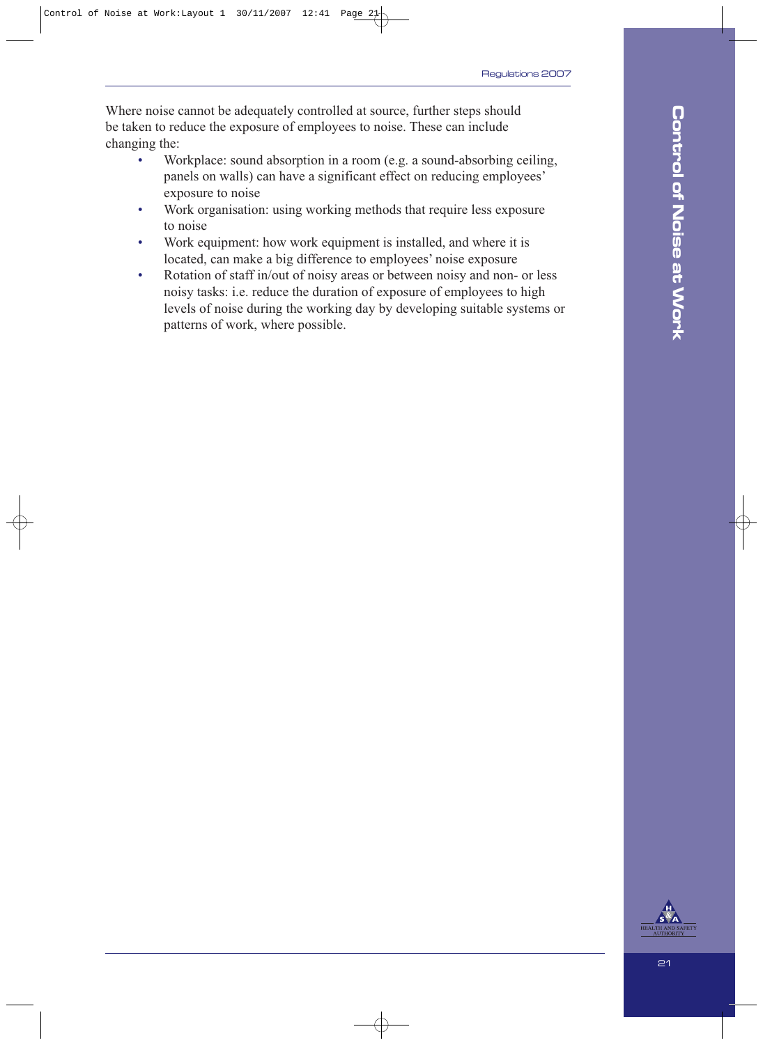Where noise cannot be adequately controlled at source, further steps should be taken to reduce the exposure of employees to noise. These can include changing the:

- Workplace: sound absorption in a room (e.g. a sound-absorbing ceiling, panels on walls) can have a significant effect on reducing employees' exposure to noise
- Work organisation: using working methods that require less exposure to noise
- Work equipment: how work equipment is installed, and where it is located, can make a big difference to employees' noise exposure
- Rotation of staff in/out of noisy areas or between noisy and non- or less noisy tasks: i.e. reduce the duration of exposure of employees to high levels of noise during the working day by developing suitable systems or patterns of work, where possible.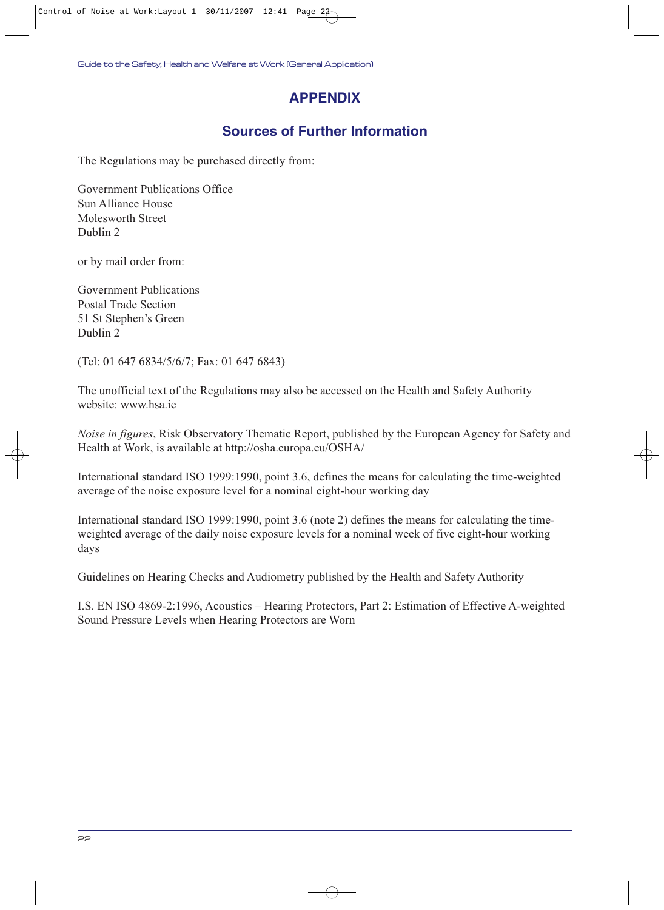# APPENDIX

## Sources of Further Information

The Regulations may be purchased directly from:

Government Publications Office  
Sun Alliance House  
Molesworth Street  
Dublin 2

or by mail order from:

Government Publications  
Postal Trade Section  
51 St Stephen's Green  
Dublin 2

(Tel: 01 647 6834/5/6/7; Fax: 01 647 6843)

The unofficial text of the Regulations may also be accessed on the Health and Safety Authority website: www.hsa.ie

*Noise in figures*, Risk Observatory Thematic Report, published by the European Agency for Safety and Health at Work, is available at http://osha.europa.eu/OSHA/

International standard ISO 1999:1990, point 3.6, defines the means for calculating the time-weighted average of the noise exposure level for a nominal eight-hour working day

International standard ISO 1999:1990, point 3.6 (note 2) defines the means for calculating the time-weighted average of the daily noise exposure levels for a nominal week of five eight-hour working days

Guidelines on Hearing Checks and Audiometry published by the Health and Safety Authority

I.S. EN ISO 4869-2:1996, Acoustics – Hearing Protectors, Part 2: Estimation of Effective A-weighted Sound Pressure Levels when Hearing Protectors are Worn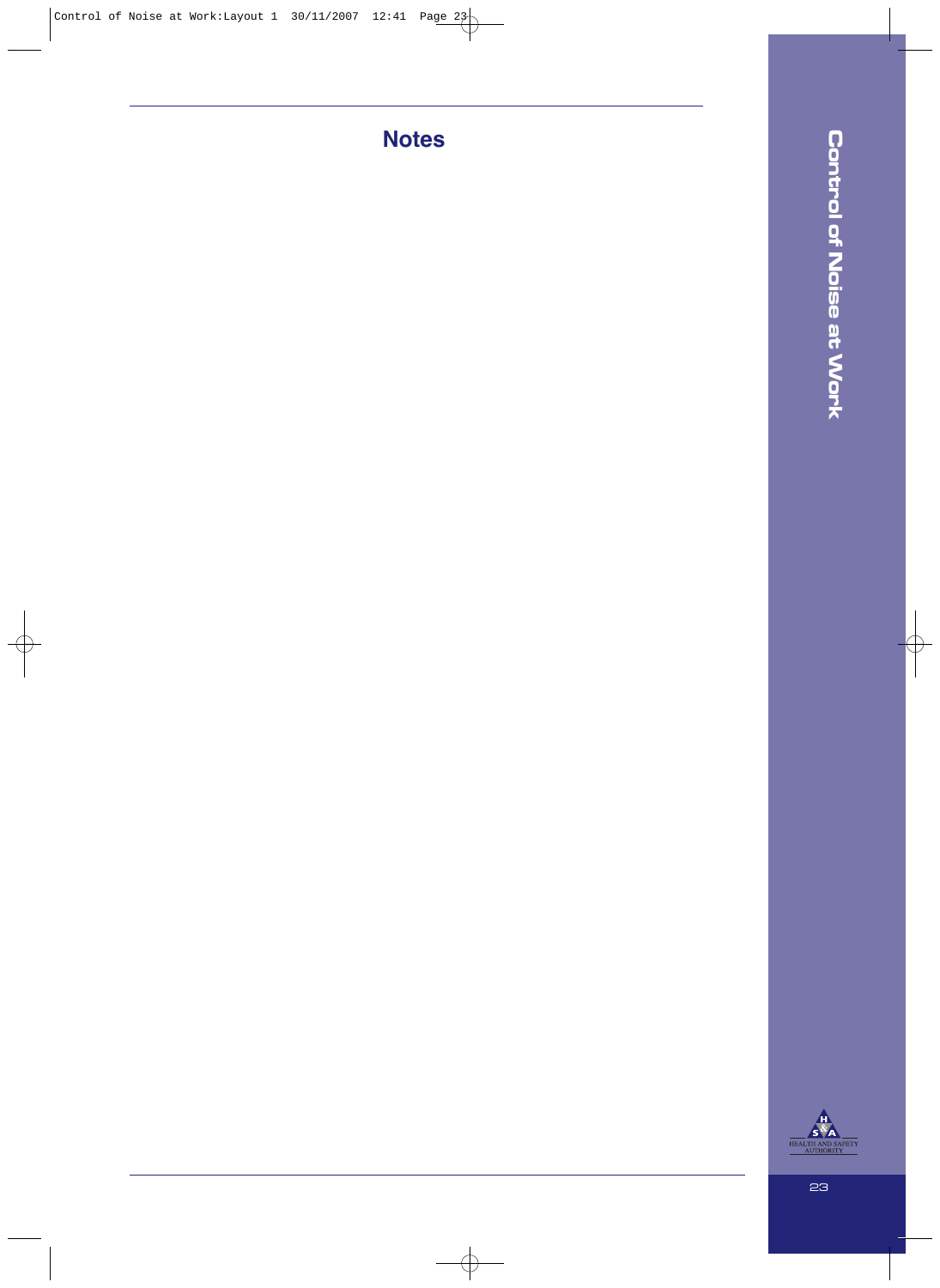## Notes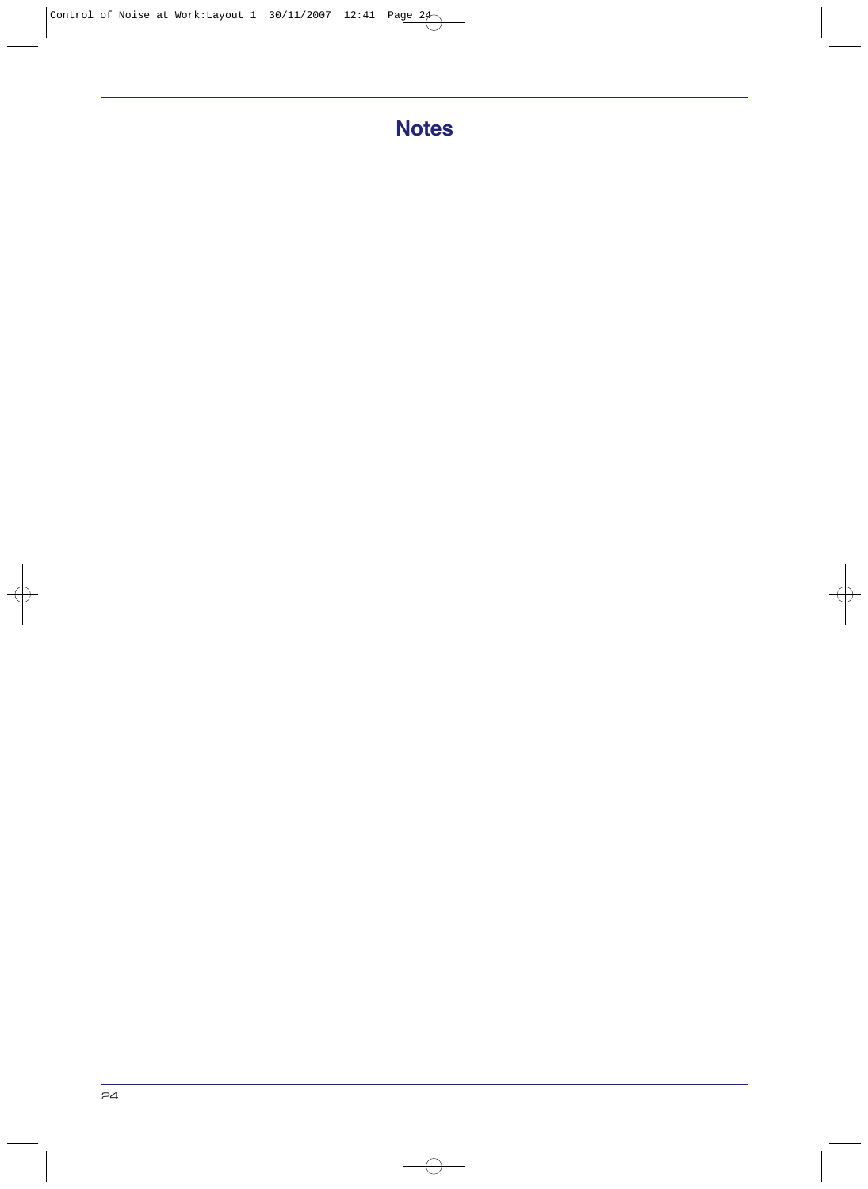# Notes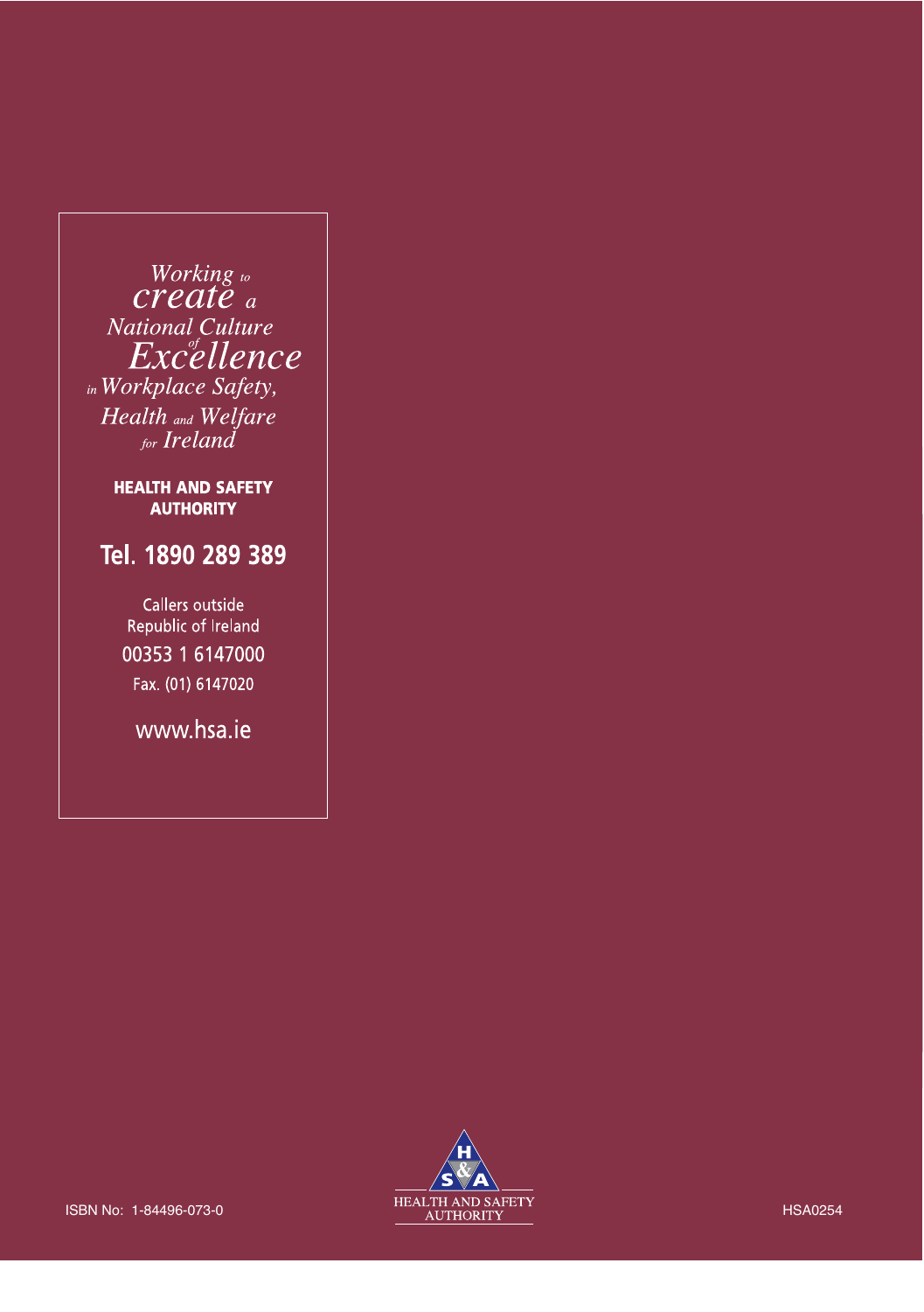*Working to create a National Culture of Excellence in Workplace Safety, Health and Welfare for Ireland*

**HEALTH AND SAFETY AUTHORITY**

**Tel. 1890 289 389**

Callers outside Republic of Ireland

00353 1 6147000

Fax. (01) 6147020

www.hsa.ie

ISBN No: 1-84496-073-0

H & S A

HEALTH AND SAFETY AUTHORITY

HSA0254